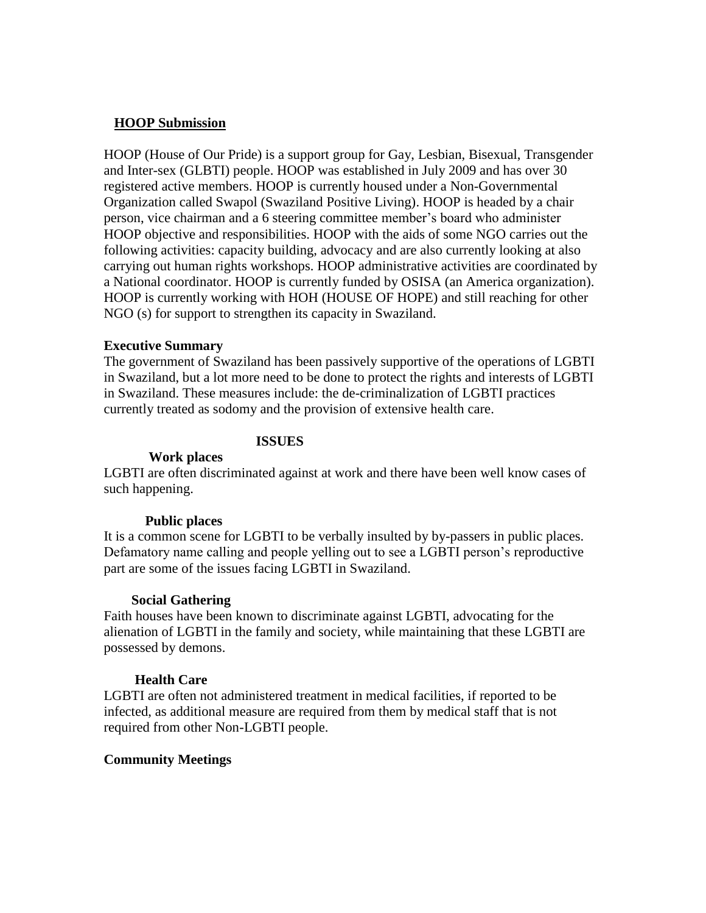## HOOP Submission

HOOP (House of Our Pride) is a support group for Gay, Lesbian, Bisexual, Transgender and Inter-sex (GLBTI) people. HOOP was established in July 2009 and has over 30 registered active members. HOOP is currently housed under a Non-Governmental Organization called Swapol (Swaziland Positive Living). HOOP is headed by a chair person, vice chairman and a 6 steering committee member's board who administer HOOP objective and responsibilities. HOOP with the aids of some NGO carries out the following activities: capacity building, advocacy and are also currently looking at also carrying out human rights workshops. HOOP administrative activities are coordinated by a National coordinator. HOOP is currently funded by OSISA (an America organization). HOOP is currently working with HOH (HOUSE OF HOPE) and still reaching for other NGO (s) for support to strengthen its capacity in Swaziland.

### Executive Summary

The government of Swaziland has been passively supportive of the operations of LGBTI in Swaziland, but a lot more need to be done to protect the rights and interests of LGBTI in Swaziland. These measures include: the de-criminalization of LGBTI practices currently treated as sodomy and the provision of extensive health care.

### ISSUES

#### Work places

LGBTI are often discriminated against at work and there have been well know cases of such happening.

#### Public places

It is a common scene for LGBTI to be verbally insulted by by-passers in public places. Defamatory name calling and people yelling out to see a LGBTI person's reproductive part are some of the issues facing LGBTI in Swaziland.

#### Social Gathering

Faith houses have been known to discriminate against LGBTI, advocating for the alienation of LGBTI in the family and society, while maintaining that these LGBTI are possessed by demons.

#### Health Care

LGBTI are often not administered treatment in medical facilities, if reported to be infected, as additional measure are required from them by medical staff that is not required from other Non-LGBTI people.

#### Community Meetings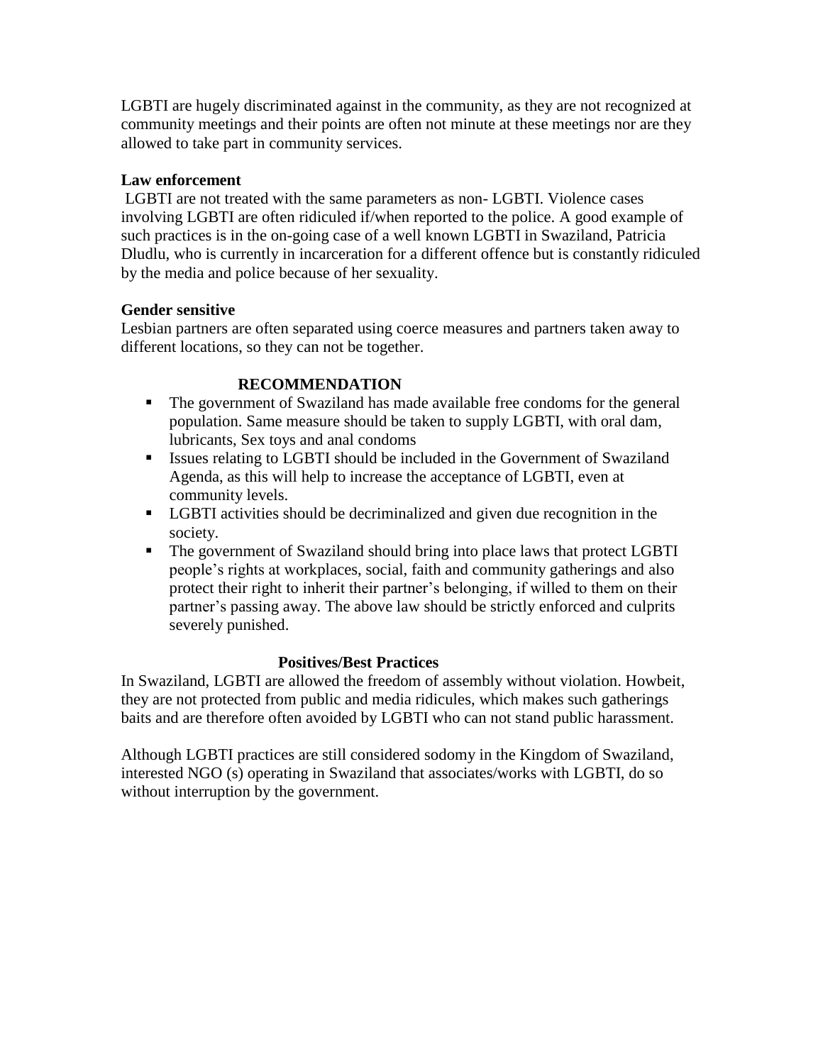LGBTI are hugely discriminated against in the community, as they are not recognized at community meetings and their points are often not minute at these meetings nor are they allowed to take part in community services.

**Law enforcement**

LGBTI are not treated with the same parameters as non- LGBTI. Violence cases involving LGBTI are often ridiculed if/when reported to the police. A good example of such practices is in the on-going case of a well known LGBTI in Swaziland, Patricia Dludlu, who is currently in incarceration for a different offence but is constantly ridiculed by the media and police because of her sexuality.

**Gender sensitive**

Lesbian partners are often separated using coerce measures and partners taken away to different locations, so they can not be together.

## RECOMMENDATION

- The government of Swaziland has made available free condoms for the general population. Same measure should be taken to supply LGBTI, with oral dam, lubricants, Sex toys and anal condoms
- Issues relating to LGBTI should be included in the Government of Swaziland Agenda, as this will help to increase the acceptance of LGBTI, even at community levels.
- LGBTI activities should be decriminalized and given due recognition in the society.
- The government of Swaziland should bring into place laws that protect LGBTI people's rights at workplaces, social, faith and community gatherings and also protect their right to inherit their partner's belonging, if willed to them on their partner's passing away. The above law should be strictly enforced and culprits severely punished.

## Positives/Best Practices

In Swaziland, LGBTI are allowed the freedom of assembly without violation. Howbeit, they are not protected from public and media ridicules, which makes such gatherings baits and are therefore often avoided by LGBTI who can not stand public harassment.

Although LGBTI practices are still considered sodomy in the Kingdom of Swaziland, interested NGO (s) operating in Swaziland that associates/works with LGBTI, do so without interruption by the government.